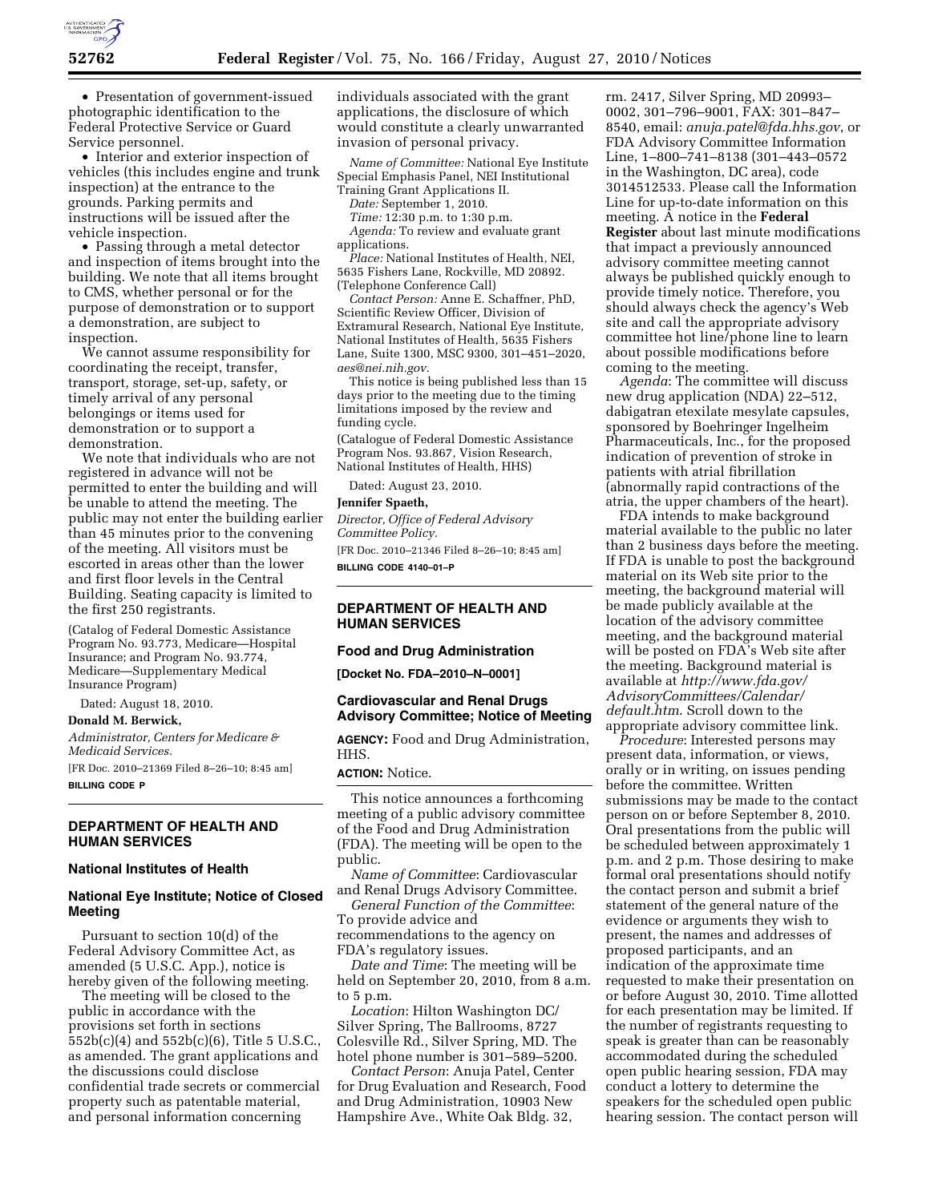- Presentation of government-issued photographic identification to the Federal Protective Service or Guard Service personnel.
- Interior and exterior inspection of vehicles (this includes engine and trunk inspection) at the entrance to the grounds. Parking permits and instructions will be issued after the vehicle inspection.
- Passing through a metal detector and inspection of items brought into the building. We note that all items brought to CMS, whether personal or for the purpose of demonstration or to support a demonstration, are subject to inspection.

We cannot assume responsibility for coordinating the receipt, transfer, transport, storage, set-up, safety, or timely arrival of any personal belongings or items used for demonstration or to support a demonstration.

We note that individuals who are not registered in advance will not be permitted to enter the building and will be unable to attend the meeting. The public may not enter the building earlier than 45 minutes prior to the convening of the meeting. All visitors must be escorted in areas other than the lower and first floor levels in the Central Building. Seating capacity is limited to the first 250 registrants.

(Catalog of Federal Domestic Assistance Program No. 93.773, Medicare—Hospital Insurance; and Program No. 93.774, Medicare—Supplementary Medical Insurance Program)

Dated: August 18, 2010.

**Donald M. Berwick,**

*Administrator, Centers for Medicare & Medicaid Services.*

[FR Doc. 2010–21369 Filed 8–26–10; 8:45 am]

**BILLING CODE P**

## DEPARTMENT OF HEALTH AND HUMAN SERVICES

### National Institutes of Health

### National Eye Institute; Notice of Closed Meeting

Pursuant to section 10(d) of the Federal Advisory Committee Act, as amended (5 U.S.C. App.), notice is hereby given of the following meeting.

The meeting will be closed to the public in accordance with the provisions set forth in sections 552b(c)(4) and 552b(c)(6), Title 5 U.S.C., as amended. The grant applications and the discussions could disclose confidential trade secrets or commercial property such as patentable material, and personal information concerning individuals associated with the grant applications, the disclosure of which would constitute a clearly unwarranted invasion of personal privacy.

*Name of Committee:* National Eye Institute Special Emphasis Panel, NEI Institutional Training Grant Applications II.

*Date:* September 1, 2010.

*Time:* 12:30 p.m. to 1:30 p.m.

*Agenda:* To review and evaluate grant applications.

*Place:* National Institutes of Health, NEI, 5635 Fishers Lane, Rockville, MD 20892. (Telephone Conference Call)

*Contact Person:* Anne E. Schaffner, PhD, Scientific Review Officer, Division of Extramural Research, National Eye Institute, National Institutes of Health, 5635 Fishers Lane, Suite 1300, MSC 9300, 301–451–2020, *aes@nei.nih.gov*.

This notice is being published less than 15 days prior to the meeting due to the timing limitations imposed by the review and funding cycle.

(Catalogue of Federal Domestic Assistance Program Nos. 93.867, Vision Research, National Institutes of Health, HHS)

Dated: August 23, 2010.

**Jennifer Spaeth,**

*Director, Office of Federal Advisory Committee Policy.*

[FR Doc. 2010–21346 Filed 8–26–10; 8:45 am]

**BILLING CODE 4140–01–P**

## DEPARTMENT OF HEALTH AND HUMAN SERVICES

### Food and Drug Administration

**[Docket No. FDA–2010–N–0001]**

### Cardiovascular and Renal Drugs Advisory Committee; Notice of Meeting

**AGENCY:** Food and Drug Administration, HHS.

**ACTION:** Notice.

This notice announces a forthcoming meeting of a public advisory committee of the Food and Drug Administration (FDA). The meeting will be open to the public.

*Name of Committee*: Cardiovascular and Renal Drugs Advisory Committee.

*General Function of the Committee*: To provide advice and recommendations to the agency on FDA's regulatory issues.

*Date and Time*: The meeting will be held on September 20, 2010, from 8 a.m. to 5 p.m.

*Location*: Hilton Washington DC/Silver Spring, The Ballrooms, 8727 Colesville Rd., Silver Spring, MD. The hotel phone number is 301–589–5200.

*Contact Person*: Anuja Patel, Center for Drug Evaluation and Research, Food and Drug Administration, 10903 New Hampshire Ave., White Oak Bldg. 32, rm. 2417, Silver Spring, MD 20993–0002, 301–796–9001, FAX: 301–847–8540, email: *anuja.patel@fda.hhs.gov*, or FDA Advisory Committee Information Line, 1–800–741–8138 (301–443–0572 in the Washington, DC area), code 3014512533. Please call the Information Line for up-to-date information on this meeting. A notice in the **Federal Register** about last minute modifications that impact a previously announced advisory committee meeting cannot always be published quickly enough to provide timely notice. Therefore, you should always check the agency's Web site and call the appropriate advisory committee hot line/phone line to learn about possible modifications before coming to the meeting.

*Agenda*: The committee will discuss new drug application (NDA) 22–512, dabigatran etexilate mesylate capsules, sponsored by Boehringer Ingelheim Pharmaceuticals, Inc., for the proposed indication of prevention of stroke in patients with atrial fibrillation (abnormally rapid contractions of the atria, the upper chambers of the heart).

FDA intends to make background material available to the public no later than 2 business days before the meeting. If FDA is unable to post the background material on its Web site prior to the meeting, the background material will be made publicly available at the location of the advisory committee meeting, and the background material will be posted on FDA's Web site after the meeting. Background material is available at *http://www.fda.gov/AdvisoryCommittees/Calendar/default.htm*. Scroll down to the appropriate advisory committee link.

*Procedure*: Interested persons may present data, information, or views, orally or in writing, on issues pending before the committee. Written submissions may be made to the contact person on or before September 8, 2010. Oral presentations from the public will be scheduled between approximately 1 p.m. and 2 p.m. Those desiring to make formal oral presentations should notify the contact person and submit a brief statement of the general nature of the evidence or arguments they wish to present, the names and addresses of proposed participants, and an indication of the approximate time requested to make their presentation on or before August 30, 2010. Time allotted for each presentation may be limited. If the number of registrants requesting to speak is greater than can be reasonably accommodated during the scheduled open public hearing session, FDA may conduct a lottery to determine the speakers for the scheduled open public hearing session. The contact person will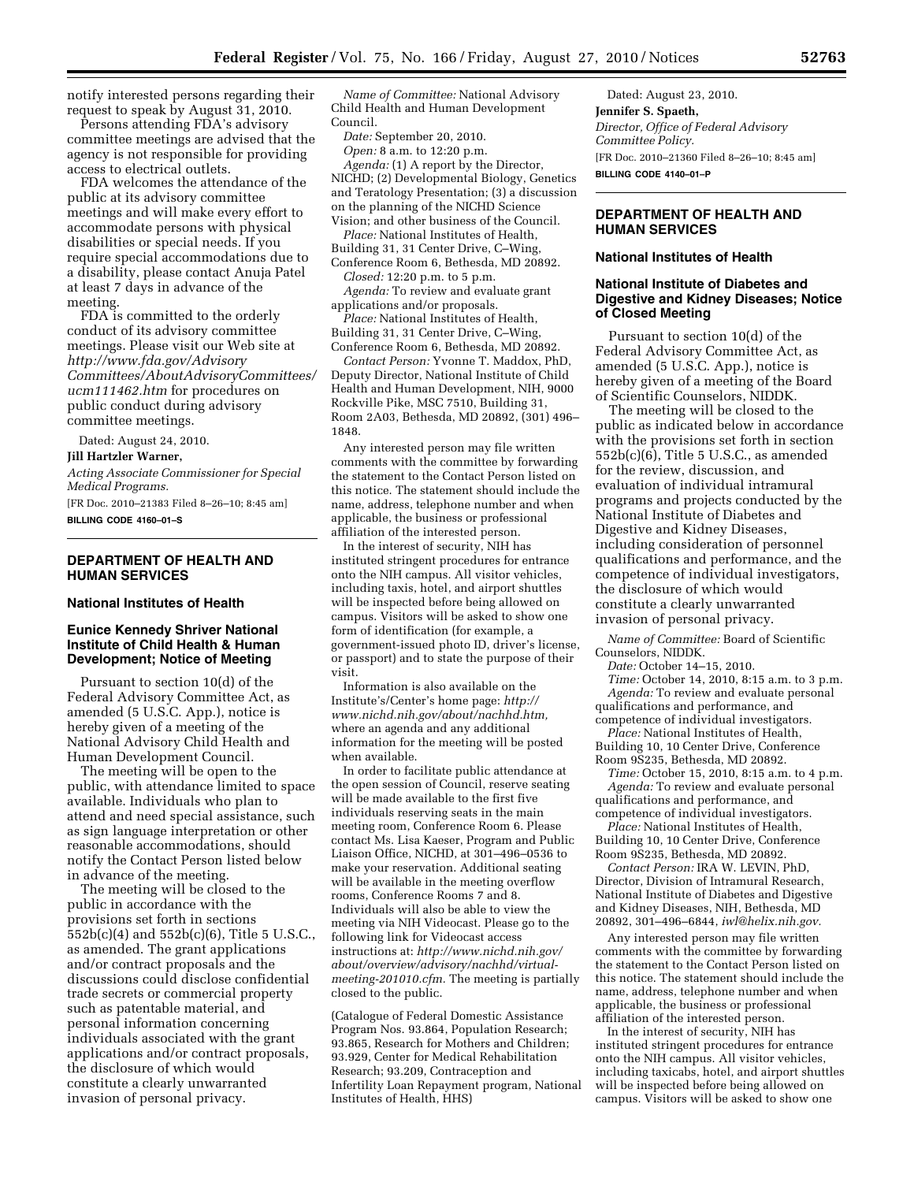notify interested persons regarding their request to speak by August 31, 2010.

Persons attending FDA's advisory committee meetings are advised that the agency is not responsible for providing access to electrical outlets.

FDA welcomes the attendance of the public at its advisory committee meetings and will make every effort to accommodate persons with physical disabilities or special needs. If you require special accommodations due to a disability, please contact Anuja Patel at least 7 days in advance of the meeting.

FDA is committed to the orderly conduct of its advisory committee meetings. Please visit our Web site at *http://www.fda.gov/AdvisoryCommittees/AboutAdvisoryCommittees/ucm111462.htm* for procedures on public conduct during advisory committee meetings.

Dated: August 24, 2010.

**Jill Hartzler Warner,**

*Acting Associate Commissioner for Special Medical Programs.*

[FR Doc. 2010–21383 Filed 8–26–10; 8:45 am]

**BILLING CODE 4160–01–S**

## DEPARTMENT OF HEALTH AND HUMAN SERVICES

### National Institutes of Health

### Eunice Kennedy Shriver National Institute of Child Health & Human Development; Notice of Meeting

Pursuant to section 10(d) of the Federal Advisory Committee Act, as amended (5 U.S.C. App.), notice is hereby given of a meeting of the National Advisory Child Health and Human Development Council.

The meeting will be open to the public, with attendance limited to space available. Individuals who plan to attend and need special assistance, such as sign language interpretation or other reasonable accommodations, should notify the Contact Person listed below in advance of the meeting.

The meeting will be closed to the public in accordance with the provisions set forth in sections 552b(c)(4) and 552b(c)(6), Title 5 U.S.C., as amended. The grant applications and/or contract proposals and the discussions could disclose confidential trade secrets or commercial property such as patentable material, and personal information concerning individuals associated with the grant applications and/or contract proposals, the disclosure of which would constitute a clearly unwarranted invasion of personal privacy.

*Name of Committee:* National Advisory Child Health and Human Development Council.

*Date:* September 20, 2010.

*Open:* 8 a.m. to 12:20 p.m.

*Agenda:* (1) A report by the Director, NICHD; (2) Developmental Biology, Genetics and Teratology Presentation; (3) a discussion on the planning of the NICHD Science Vision; and other business of the Council.

*Place:* National Institutes of Health, Building 31, 31 Center Drive, C–Wing, Conference Room 6, Bethesda, MD 20892.

*Closed:* 12:20 p.m. to 5 p.m.

*Agenda:* To review and evaluate grant applications and/or proposals.

*Place:* National Institutes of Health, Building 31, 31 Center Drive, C–Wing, Conference Room 6, Bethesda, MD 20892.

*Contact Person:* Yvonne T. Maddox, PhD, Deputy Director, National Institute of Child Health and Human Development, NIH, 9000 Rockville Pike, MSC 7510, Building 31, Room 2A03, Bethesda, MD 20892, (301) 496–1848.

Any interested person may file written comments with the committee by forwarding the statement to the Contact Person listed on this notice. The statement should include the name, address, telephone number and when applicable, the business or professional affiliation of the interested person.

In the interest of security, NIH has instituted stringent procedures for entrance onto the NIH campus. All visitor vehicles, including taxis, hotel, and airport shuttles will be inspected before being allowed on campus. Visitors will be asked to show one form of identification (for example, a government-issued photo ID, driver's license, or passport) and to state the purpose of their visit.

Information is also available on the Institute's/Center's home page: *http://www.nichd.nih.gov/about/nachhd.htm,* where an agenda and any additional information for the meeting will be posted when available.

In order to facilitate public attendance at the open session of Council, reserve seating will be made available to the first five individuals reserving seats in the main meeting room, Conference Room 6. Please contact Ms. Lisa Kaeser, Program and Public Liaison Office, NICHD, at 301–496–0536 to make your reservation. Additional seating will be available in the meeting overflow rooms, Conference Rooms 7 and 8. Individuals will also be able to view the meeting via NIH Videocast. Please go to the following link for Videocast access instructions at: *http://www.nichd.nih.gov/about/overview/advisory/nachhd/virtual-meeting-201010.cfm.* The meeting is partially closed to the public.

(Catalogue of Federal Domestic Assistance Program Nos. 93.864, Population Research; 93.865, Research for Mothers and Children; 93.929, Center for Medical Rehabilitation Research; 93.209, Contraception and Infertility Loan Repayment program, National Institutes of Health, HHS)

Dated: August 23, 2010.

**Jennifer S. Spaeth,**

*Director, Office of Federal Advisory Committee Policy.*

[FR Doc. 2010–21360 Filed 8–26–10; 8:45 am]

**BILLING CODE 4140–01–P**

## DEPARTMENT OF HEALTH AND HUMAN SERVICES

### National Institutes of Health

### National Institute of Diabetes and Digestive and Kidney Diseases; Notice of Closed Meeting

Pursuant to section 10(d) of the Federal Advisory Committee Act, as amended (5 U.S.C. App.), notice is hereby given of a meeting of the Board of Scientific Counselors, NIDDK.

The meeting will be closed to the public as indicated below in accordance with the provisions set forth in section 552b(c)(6), Title 5 U.S.C., as amended for the review, discussion, and evaluation of individual intramural programs and projects conducted by the National Institute of Diabetes and Digestive and Kidney Diseases, including consideration of personnel qualifications and performance, and the competence of individual investigators, the disclosure of which would constitute a clearly unwarranted invasion of personal privacy.

*Name of Committee:* Board of Scientific Counselors, NIDDK.

*Date:* October 14–15, 2010.

*Time:* October 14, 2010, 8:15 a.m. to 3 p.m.

*Agenda:* To review and evaluate personal qualifications and performance, and competence of individual investigators.

*Place:* National Institutes of Health, Building 10, 10 Center Drive, Conference Room 9S235, Bethesda, MD 20892.

*Time:* October 15, 2010, 8:15 a.m. to 4 p.m.

*Agenda:* To review and evaluate personal qualifications and performance, and competence of individual investigators.

*Place:* National Institutes of Health, Building 10, 10 Center Drive, Conference Room 9S235, Bethesda, MD 20892.

*Contact Person:* IRA W. LEVIN, PhD, Director, Division of Intramural Research, National Institute of Diabetes and Digestive and Kidney Diseases, NIH, Bethesda, MD 20892, 301–496–6844, *iwl@helix.nih.gov.*

Any interested person may file written comments with the committee by forwarding the statement to the Contact Person listed on this notice. The statement should include the name, address, telephone number and when applicable, the business or professional affiliation of the interested person.

In the interest of security, NIH has instituted stringent procedures for entrance onto the NIH campus. All visitor vehicles, including taxicabs, hotel, and airport shuttles will be inspected before being allowed on campus. Visitors will be asked to show one